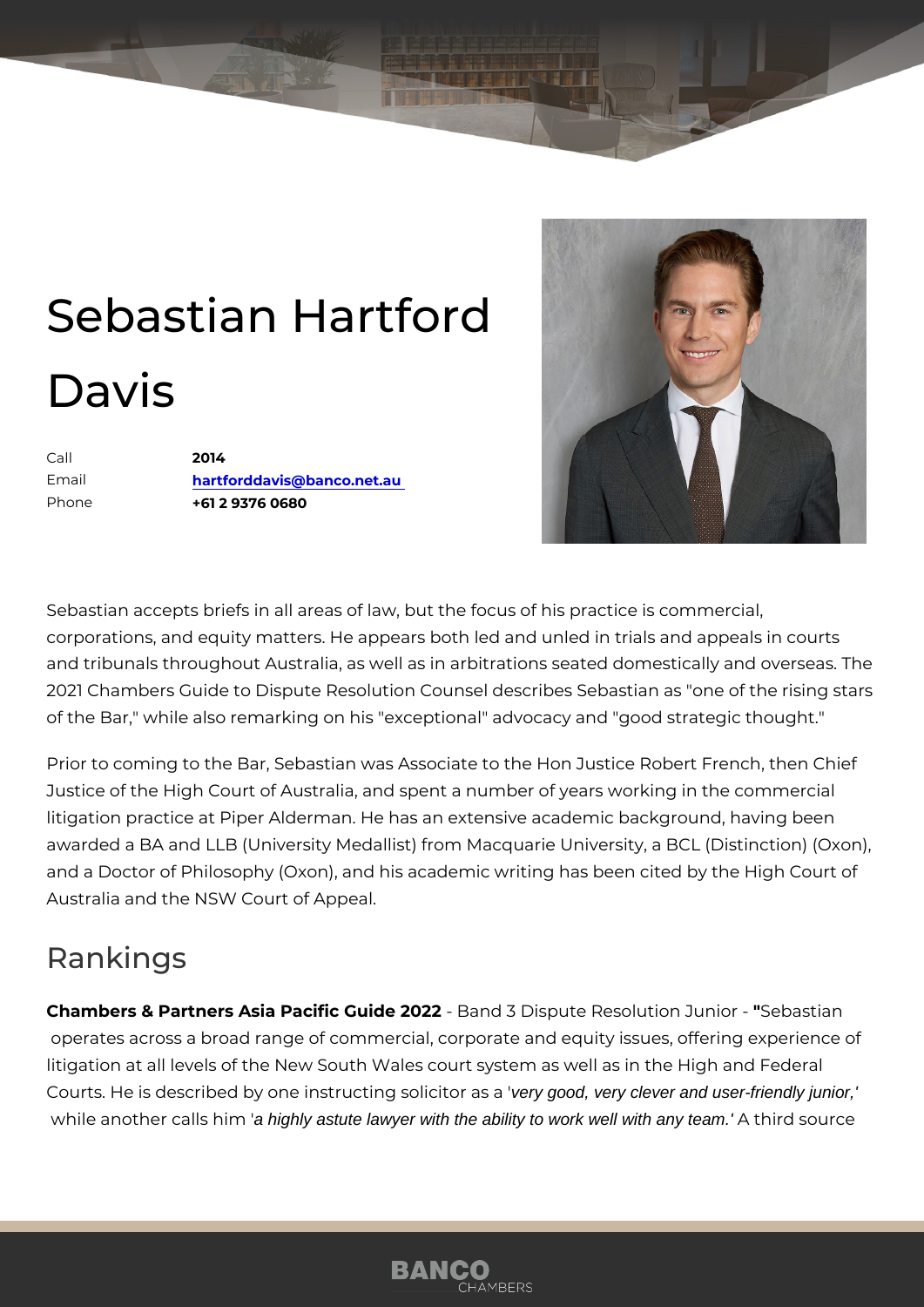# Sebastian Hartford Davis

| | |
|---|---|
| Call | **2014** |
| Email | **hartforddavis@banco.net.au** |
| Phone | **+61 2 9376 0680** |

Sebastian accepts briefs in all areas of law, but the focus of his practice is commercial, corporations, and equity matters. He appears both led and unled in trials and appeals in courts and tribunals throughout Australia, as well as in arbitrations seated domestically and overseas. The 2021 Chambers Guide to Dispute Resolution Counsel describes Sebastian as "one of the rising stars of the Bar," while also remarking on his "exceptional" advocacy and "good strategic thought."

Prior to coming to the Bar, Sebastian was Associate to the Hon Justice Robert French, then Chief Justice of the High Court of Australia, and spent a number of years working in the commercial litigation practice at Piper Alderman. He has an extensive academic background, having been awarded a BA and LLB (University Medallist) from Macquarie University, a BCL (Distinction) (Oxon), and a Doctor of Philosophy (Oxon), and his academic writing has been cited by the High Court of Australia and the NSW Court of Appeal.

## Rankings

**Chambers & Partners Asia Pacific Guide 2022** - Band 3 Dispute Resolution Junior - **"**Sebastian operates across a broad range of commercial, corporate and equity issues, offering experience of litigation at all levels of the New South Wales court system as well as in the High and Federal Courts. He is described by one instructing solicitor as a '*very good, very clever and user-friendly junior,*' while another calls him '*a highly astute lawyer with the ability to work well with any team.*' A third source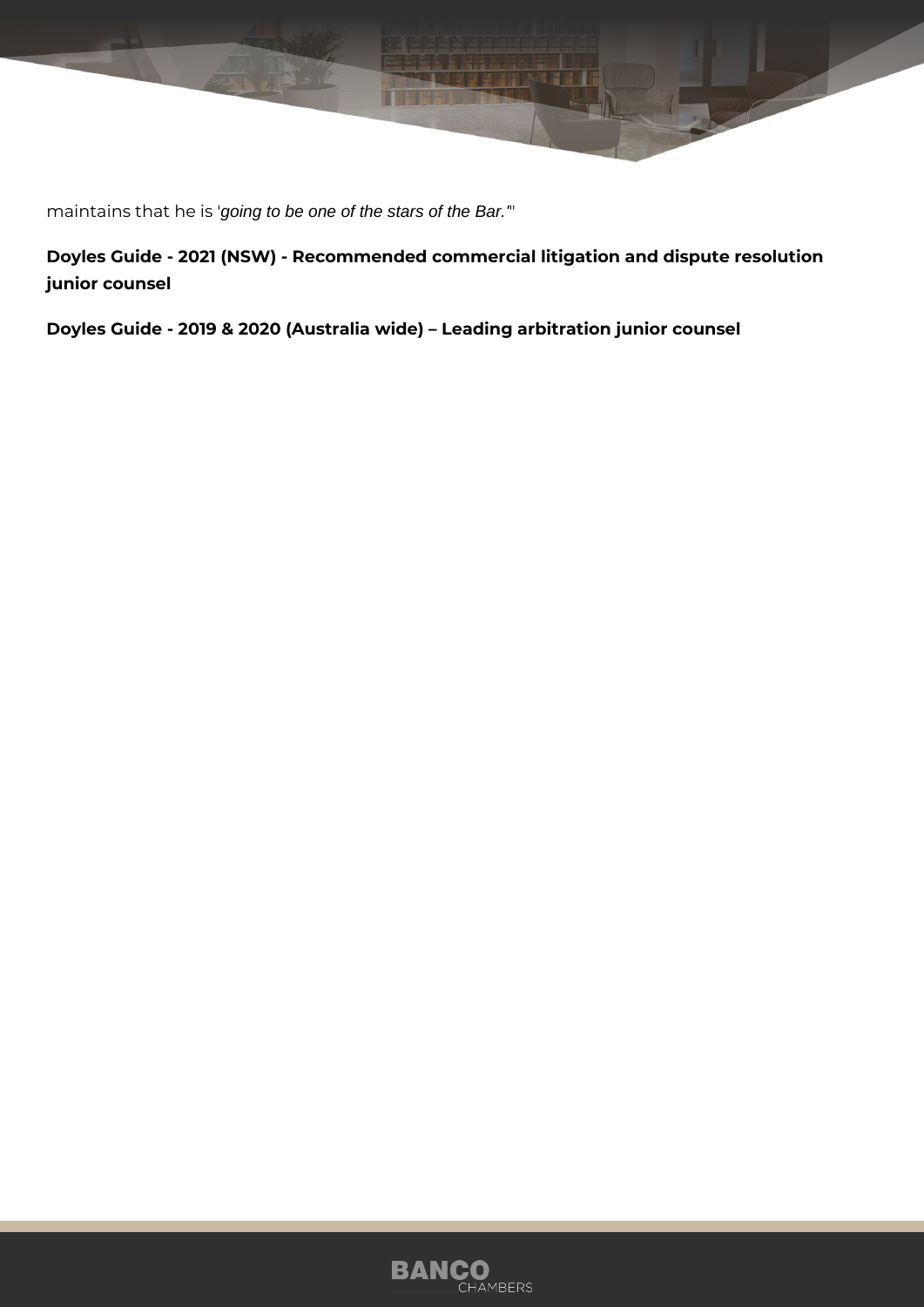maintains that he is '*going to be one of the stars of the Bar."*'

**Doyles Guide - 2021 (NSW) - Recommended commercial litigation and dispute resolution junior counsel**

**Doyles Guide - 2019 & 2020 (Australia wide) – Leading arbitration junior counsel**